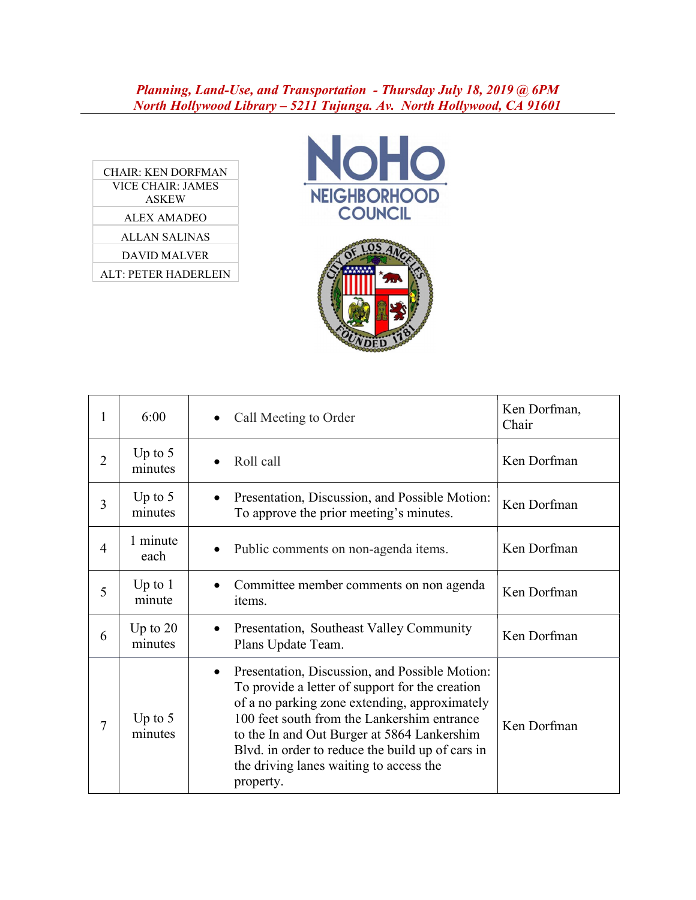***Planning, Land-Use, and Transportation - Thursday July 18, 2019 @ 6PM***
***North Hollywood Library – 5211 Tujunga. Av. North Hollywood, CA 91601***

| CHAIR: KEN DORFMAN |
|---|
| VICE CHAIR: JAMES ASKEW |
| ALEX AMADEO |
| ALLAN SALINAS |
| DAVID MALVER |
| ALT: PETER HADERLEIN |

NoHo NEIGHBORHOOD COUNCIL

| | | | |
|---|---|---|---|
| 1 | 6:00 | • Call Meeting to Order | Ken Dorfman, Chair |
| 2 | Up to 5 minutes | • Roll call | Ken Dorfman |
| 3 | Up to 5 minutes | • Presentation, Discussion, and Possible Motion: To approve the prior meeting's minutes. | Ken Dorfman |
| 4 | 1 minute each | • Public comments on non-agenda items. | Ken Dorfman |
| 5 | Up to 1 minute | • Committee member comments on non agenda items. | Ken Dorfman |
| 6 | Up to 20 minutes | • Presentation, Southeast Valley Community Plans Update Team. | Ken Dorfman |
| 7 | Up to 5 minutes | • Presentation, Discussion, and Possible Motion: To provide a letter of support for the creation of a no parking zone extending, approximately 100 feet south from the Lankershim entrance to the In and Out Burger at 5864 Lankershim Blvd. in order to reduce the build up of cars in the driving lanes waiting to access the property. | Ken Dorfman |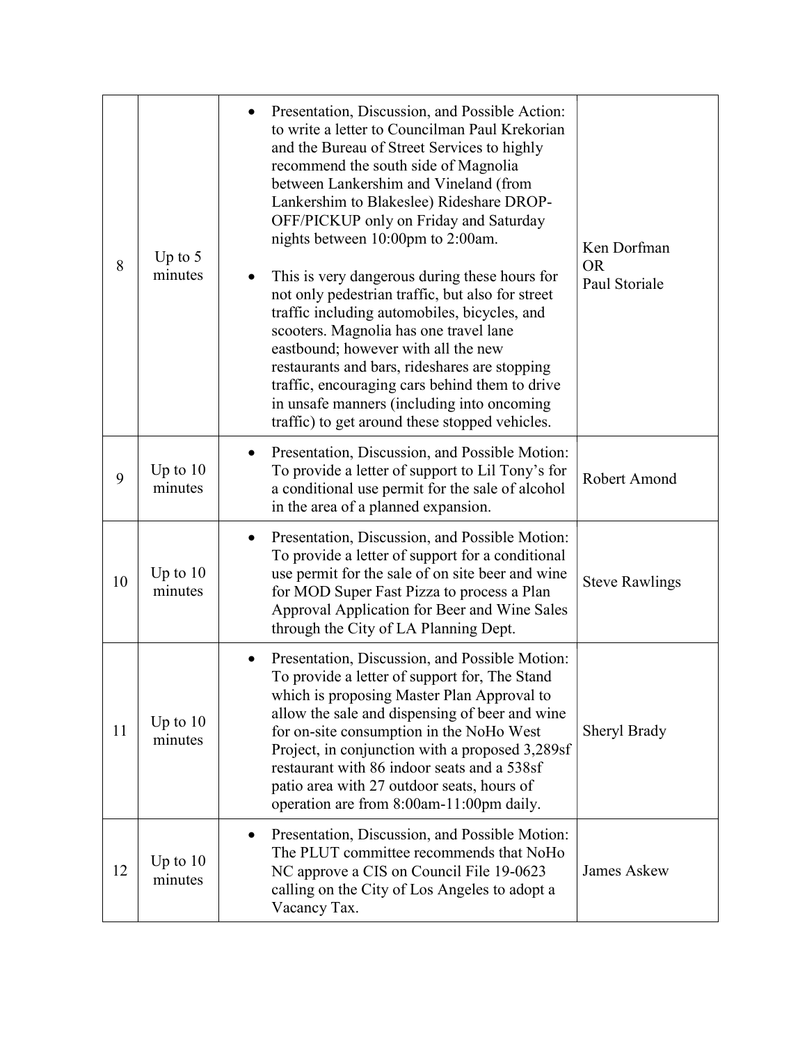| 8 | Up to 5 minutes | • Presentation, Discussion, and Possible Action: to write a letter to Councilman Paul Krekorian and the Bureau of Street Services to highly recommend the south side of Magnolia between Lankershim and Vineland (from Lankershim to Blakeslee) Rideshare DROP-OFF/PICKUP only on Friday and Saturday nights between 10:00pm to 2:00am.<br><br>• This is very dangerous during these hours for not only pedestrian traffic, but also for street traffic including automobiles, bicycles, and scooters. Magnolia has one travel lane eastbound; however with all the new restaurants and bars, rideshares are stopping traffic, encouraging cars behind them to drive in unsafe manners (including into oncoming traffic) to get around these stopped vehicles. | Ken Dorfman<br>OR<br>Paul Storiale |
|---|---|---|---|
| 9 | Up to 10 minutes | • Presentation, Discussion, and Possible Motion: To provide a letter of support to Lil Tony's for a conditional use permit for the sale of alcohol in the area of a planned expansion. | Robert Amond |
| 10 | Up to 10 minutes | • Presentation, Discussion, and Possible Motion: To provide a letter of support for a conditional use permit for the sale of on site beer and wine for MOD Super Fast Pizza to process a Plan Approval Application for Beer and Wine Sales through the City of LA Planning Dept. | Steve Rawlings |
| 11 | Up to 10 minutes | • Presentation, Discussion, and Possible Motion: To provide a letter of support for, The Stand which is proposing Master Plan Approval to allow the sale and dispensing of beer and wine for on-site consumption in the NoHo West Project, in conjunction with a proposed 3,289sf restaurant with 86 indoor seats and a 538sf patio area with 27 outdoor seats, hours of operation are from 8:00am-11:00pm daily. | Sheryl Brady |
| 12 | Up to 10 minutes | • Presentation, Discussion, and Possible Motion: The PLUT committee recommends that NoHo NC approve a CIS on Council File 19-0623 calling on the City of Los Angeles to adopt a Vacancy Tax. | James Askew |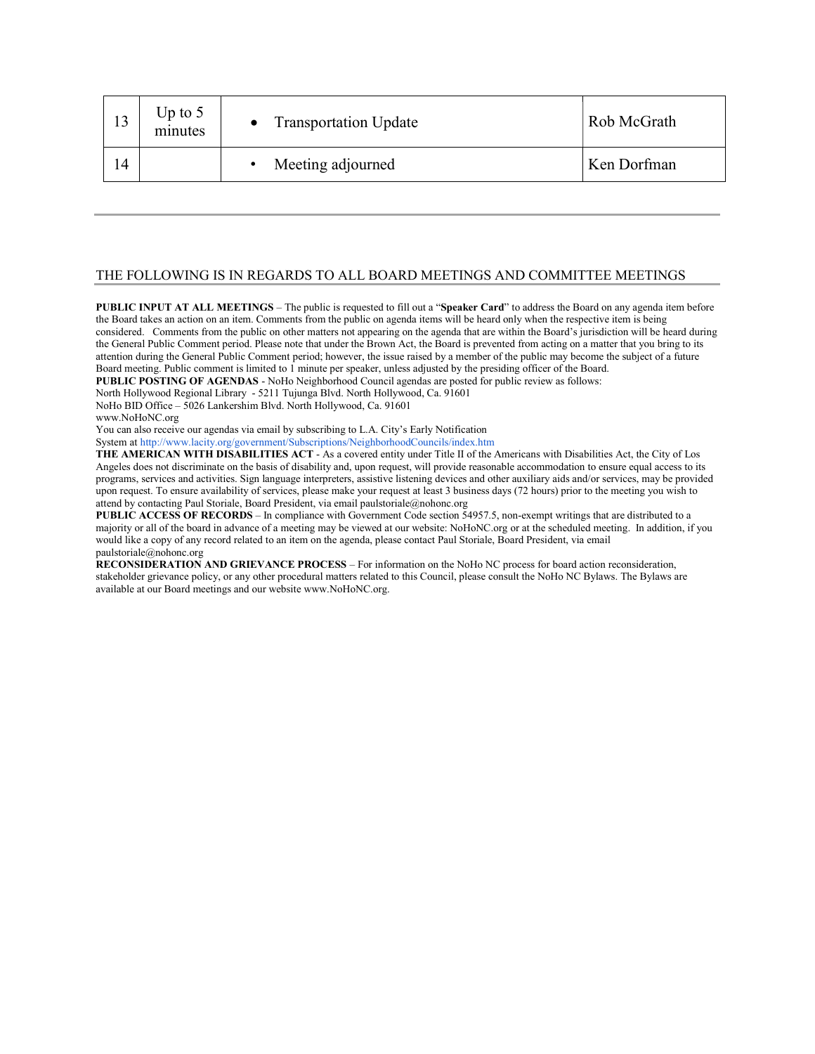| | | | |
|---|---|---|---|
| 13 | Up to 5 minutes | • Transportation Update | Rob McGrath |
| 14 | | • Meeting adjourned | Ken Dorfman |

---

## THE FOLLOWING IS IN REGARDS TO ALL BOARD MEETINGS AND COMMITTEE MEETINGS

**PUBLIC INPUT AT ALL MEETINGS** – The public is requested to fill out a "**Speaker Card**" to address the Board on any agenda item before the Board takes an action on an item. Comments from the public on agenda items will be heard only when the respective item is being considered. Comments from the public on other matters not appearing on the agenda that are within the Board's jurisdiction will be heard during the General Public Comment period. Please note that under the Brown Act, the Board is prevented from acting on a matter that you bring to its attention during the General Public Comment period; however, the issue raised by a member of the public may become the subject of a future Board meeting. Public comment is limited to 1 minute per speaker, unless adjusted by the presiding officer of the Board.

**PUBLIC POSTING OF AGENDAS** - NoHo Neighborhood Council agendas are posted for public review as follows:
North Hollywood Regional Library - 5211 Tujunga Blvd. North Hollywood, Ca. 91601
NoHo BID Office – 5026 Lankershim Blvd. North Hollywood, Ca. 91601
www.NoHoNC.org
You can also receive our agendas via email by subscribing to L.A. City's Early Notification System at http://www.lacity.org/government/Subscriptions/NeighborhoodCouncils/index.htm

**THE AMERICAN WITH DISABILITIES ACT** - As a covered entity under Title II of the Americans with Disabilities Act, the City of Los Angeles does not discriminate on the basis of disability and, upon request, will provide reasonable accommodation to ensure equal access to its programs, services and activities. Sign language interpreters, assistive listening devices and other auxiliary aids and/or services, may be provided upon request. To ensure availability of services, please make your request at least 3 business days (72 hours) prior to the meeting you wish to attend by contacting Paul Storiale, Board President, via email paulstoriale@nohonc.org

**PUBLIC ACCESS OF RECORDS** – In compliance with Government Code section 54957.5, non-exempt writings that are distributed to a majority or all of the board in advance of a meeting may be viewed at our website: NoHoNC.org or at the scheduled meeting. In addition, if you would like a copy of any record related to an item on the agenda, please contact Paul Storiale, Board President, via email paulstoriale@nohonc.org

**RECONSIDERATION AND GRIEVANCE PROCESS** – For information on the NoHo NC process for board action reconsideration, stakeholder grievance policy, or any other procedural matters related to this Council, please consult the NoHo NC Bylaws. The Bylaws are available at our Board meetings and our website www.NoHoNC.org.